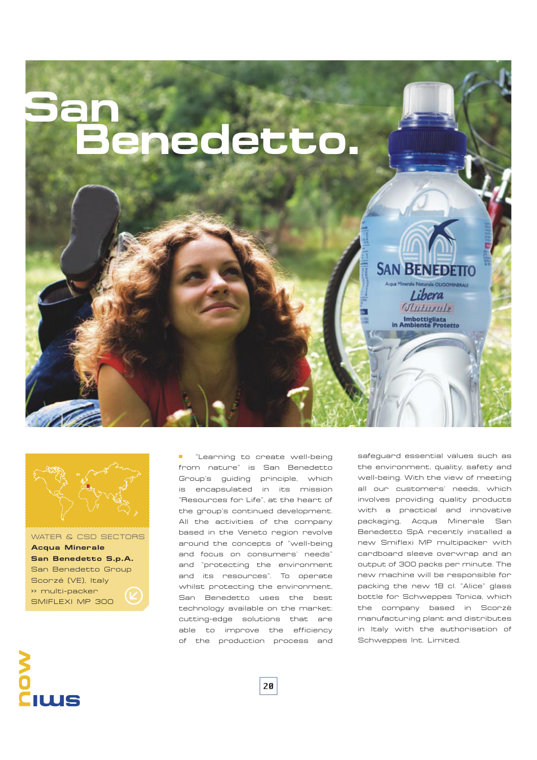# San Benedetto.

WATER & CSD SECTORS

**Acqua Minerale**

**San Benedetto S.p.A.**

San Benedetto Group

Scorzé (VE), Italy

» multi-packer

SMIFLEXI MP 300

"Learning to create well-being from nature" is San Benedetto Group's guiding principle, which is encapsulated in its mission "Resources for Life", at the heart of the group's continued development. All the activities of the company based in the Veneto region revolve around the concepts of "well-being and focus on consumers' needs" and "protecting the environment and its resources". To operate whilst protecting the environment, San Benedetto uses the best technology available on the market: cutting-edge solutions that are able to improve the efficiency of the production process and safeguard essential values such as the environment, quality, safety and well-being. With the view of meeting all our customers' needs, which involves providing quality products with a practical and innovative packaging, Acqua Minerale San Benedetto SpA recently installed a new Smiflexi MP multipacker with cardboard sleeve overwrap and an output of 300 packs per minute. The new machine will be responsible for packing the new 18 cl. "Alice" glass bottle for Schweppes Tonica, which the company based in Scorzè manufacturing plant and distributes in Italy with the authorisation of Schweppes Int. Limited.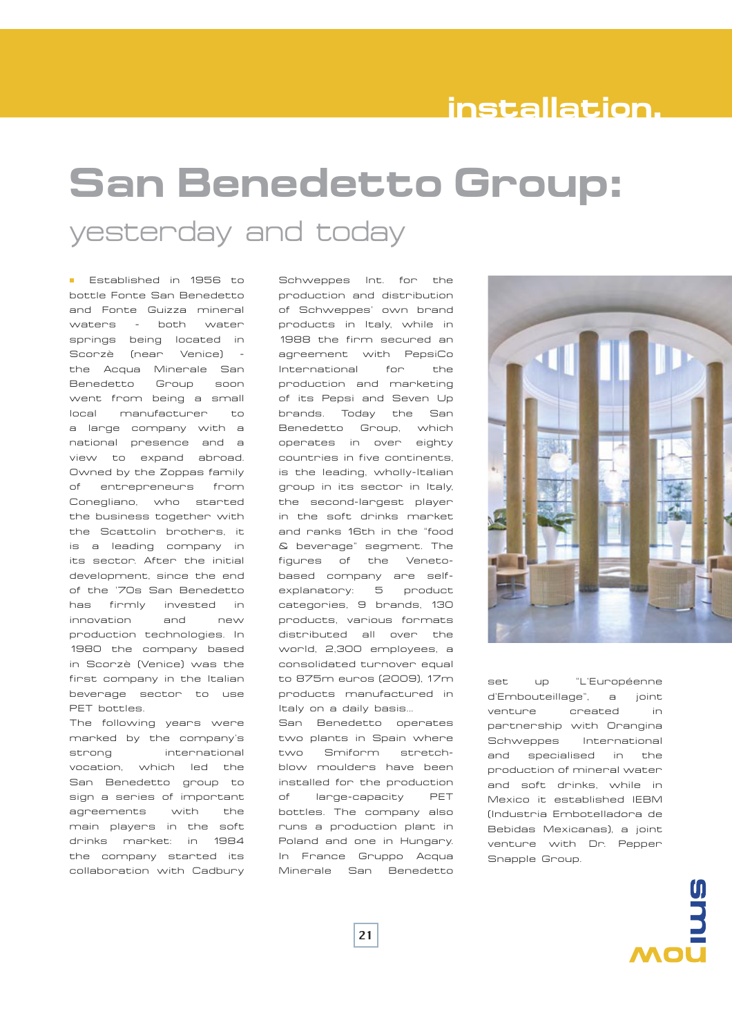# San Benedetto Group:

## yesterday and today

Established in 1956 to bottle Fonte San Benedetto and Fonte Guizza mineral waters - both water springs being located in Scorzè (near Venice) - the Acqua Minerale San Benedetto Group soon went from being a small local manufacturer to a large company with a national presence and a view to expand abroad. Owned by the Zoppas family of entrepreneurs from Conegliano, who started the business together with the Scattolin brothers, it is a leading company in its sector. After the initial development, since the end of the '70s San Benedetto has firmly invested in innovation and new production technologies. In 1980 the company based in Scorzè (Venice) was the first company in the Italian beverage sector to use PET bottles.

The following years were marked by the company's strong international vocation, which led the San Benedetto group to sign a series of important agreements with the main players in the soft drinks market: in 1984 the company started its collaboration with Cadbury Schweppes Int. for the production and distribution of Schweppes' own brand products in Italy, while in 1988 the firm secured an agreement with PepsiCo International for the production and marketing of its Pepsi and Seven Up brands. Today the San Benedetto Group, which operates in over eighty countries in five continents, is the leading, wholly-Italian group in its sector in Italy, the second-largest player in the soft drinks market and ranks 16th in the "food & beverage" segment. The figures of the Veneto-based company are self-explanatory: 5 product categories, 9 brands, 130 products, various formats distributed all over the world, 2,300 employees, a consolidated turnover equal to 875m euros (2009), 17m products manufactured in Italy on a daily basis...

San Benedetto operates two plants in Spain where two Smiform stretch-blow moulders have been installed for the production of large-capacity PET bottles. The company also runs a production plant in Poland and one in Hungary. In France Gruppo Acqua Minerale San Benedetto set up "L'Européenne d'Embouteillage", a joint venture created in partnership with Orangina Schweppes International and specialised in the production of mineral water and soft drinks, while in Mexico it established IEBM (Industria Embotelladora de Bebidas Mexicanas), a joint venture with Dr. Pepper Snapple Group.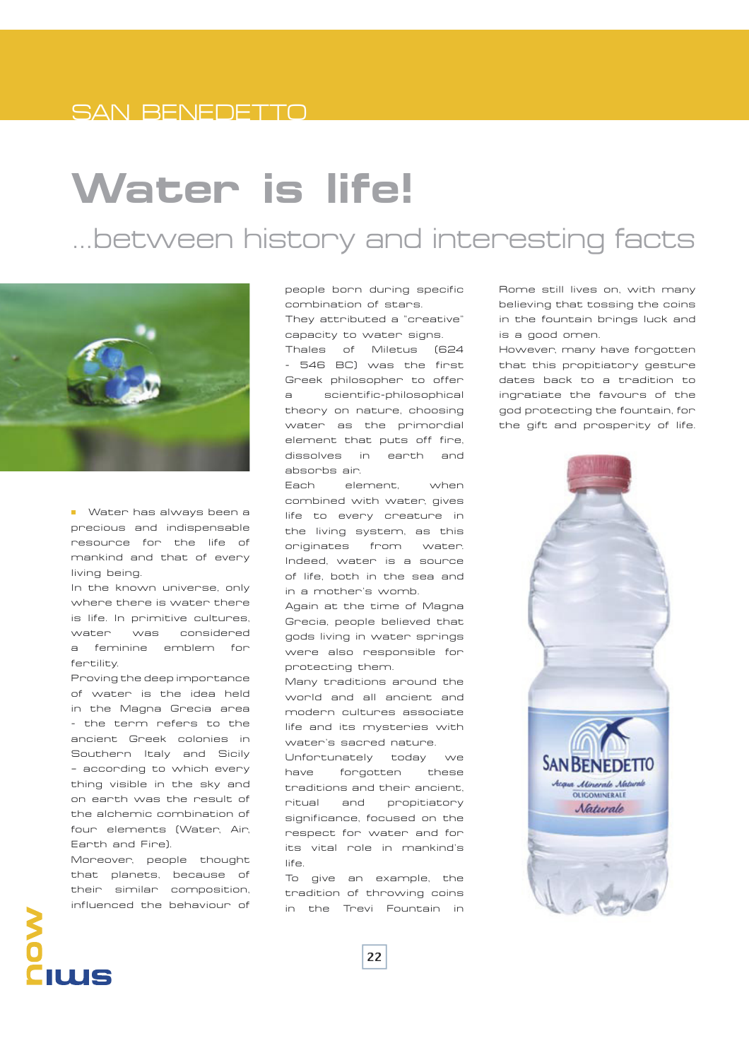SAN BENEDETTO

# Water is life!

## ...between history and interesting facts

Water has always been a precious and indispensable resource for the life of mankind and that of every living being.

In the known universe, only where there is water there is life. In primitive cultures, water was considered a feminine emblem for fertility.

Proving the deep importance of water is the idea held in the Magna Grecia area - the term refers to the ancient Greek colonies in Southern Italy and Sicily - according to which every thing visible in the sky and on earth was the result of the alchemic combination of four elements (Water, Air, Earth and Fire).

Moreover, people thought that planets, because of their similar composition, influenced the behaviour of people born during specific combination of stars.

They attributed a "creative" capacity to water signs.

Thales of Miletus (624 - 546 BC) was the first Greek philosopher to offer a scientific-philosophical theory on nature, choosing water as the primordial element that puts off fire, dissolves in earth and absorbs air.

Each element, when combined with water, gives life to every creature in the living system, as this originates from water. Indeed, water is a source of life, both in the sea and in a mother's womb.

Again at the time of Magna Grecia, people believed that gods living in water springs were also responsible for protecting them.

Many traditions around the world and all ancient and modern cultures associate life and its mysteries with water's sacred nature.

Unfortunately today we have forgotten these traditions and their ancient, ritual and propitiatory significance, focused on the respect for water and for its vital role in mankind's life.

To give an example, the tradition of throwing coins in the Trevi Fountain in Rome still lives on, with many believing that tossing the coins in the fountain brings luck and is a good omen.

However, many have forgotten that this propitiatory gesture dates back to a tradition to ingratiate the favours of the god protecting the fountain, for the gift and prosperity of life.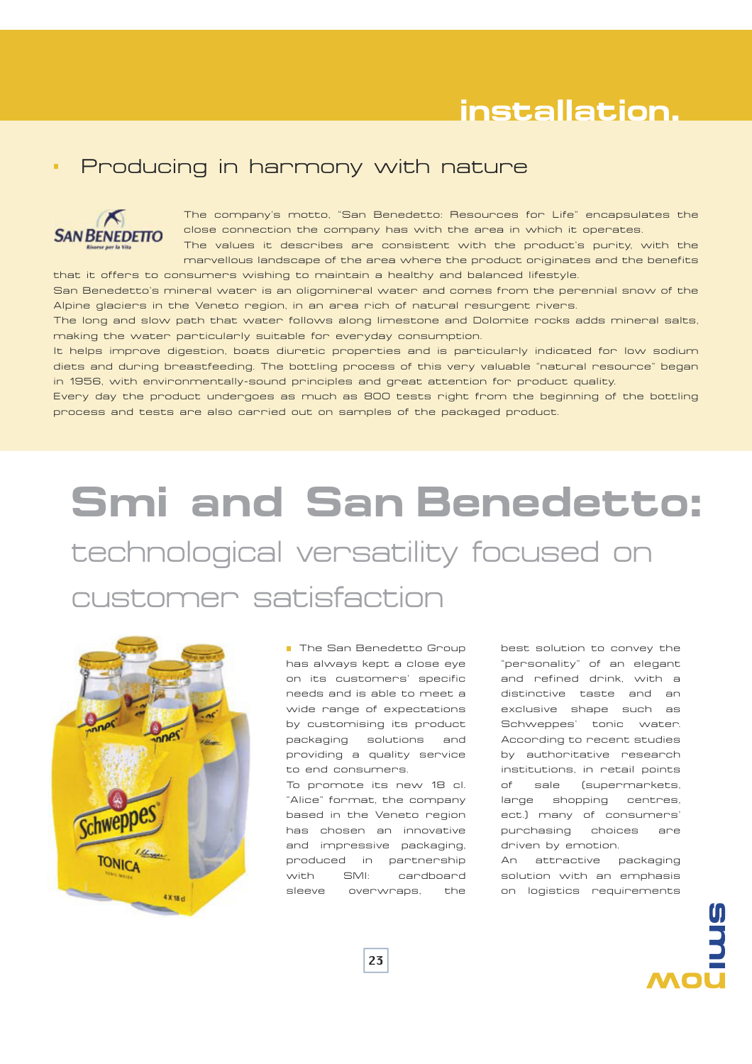## Producing in harmony with nature

The company's motto, "San Benedetto: Resources for Life" encapsulates the close connection the company has with the area in which it operates.
The values it describes are consistent with the product's purity, with the marvellous landscape of the area where the product originates and the benefits that it offers to consumers wishing to maintain a healthy and balanced lifestyle.
San Benedetto's mineral water is an oligomineral water and comes from the perennial snow of the Alpine glaciers in the Veneto region, in an area rich of natural resurgent rivers.
The long and slow path that water follows along limestone and Dolomite rocks adds mineral salts, making the water particularly suitable for everyday consumption.
It helps improve digestion, boats diuretic properties and is particularly indicated for low sodium diets and during breastfeeding. The bottling process of this very valuable "natural resource" began in 1956, with environmentally-sound principles and great attention for product quality.
Every day the product undergoes as much as 800 tests right from the beginning of the bottling process and tests are also carried out on samples of the packaged product.

# Smi and San Benedetto:

## technological versatility focused on customer satisfaction

The San Benedetto Group has always kept a close eye on its customers' specific needs and is able to meet a wide range of expectations by customising its product packaging solutions and providing a quality service to end consumers.
To promote its new 18 cl. "Alice" format, the company based in the Veneto region has chosen an innovative and impressive packaging, produced in partnership with SMI: cardboard sleeve overwraps, the best solution to convey the "personality" of an elegant and refined drink, with a distinctive taste and an exclusive shape such as Schweppes' tonic water.
According to recent studies by authoritative research institutions, in retail points of sale (supermarkets, large shopping centres, ect.) many of consumers' purchasing choices are driven by emotion.
An attractive packaging solution with an emphasis on logistics requirements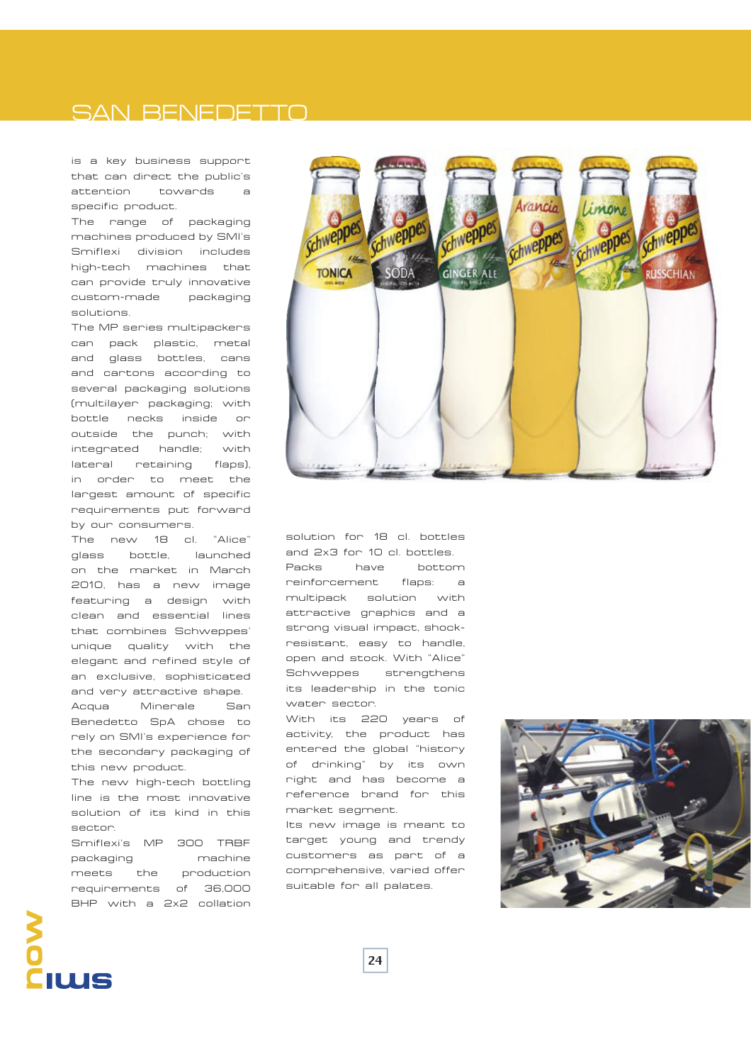# SAN BENEDETTO

is a key business support that can direct the public's attention towards a specific product.

The range of packaging machines produced by SMI's Smiflexi division includes high-tech machines that can provide truly innovative custom-made packaging solutions.

The MP series multipackers can pack plastic, metal and glass bottles, cans and cartons according to several packaging solutions (multilayer packaging; with bottle necks inside or outside the punch; with integrated handle; with lateral retaining flaps), in order to meet the largest amount of specific requirements put forward by our consumers.

The new 18 cl. "Alice" glass bottle, launched on the market in March 2010, has a new image featuring a design with clean and essential lines that combines Schweppes' unique quality with the elegant and refined style of an exclusive, sophisticated and very attractive shape.

Acqua Minerale San Benedetto SpA chose to rely on SMI's experience for the secondary packaging of this new product.

The new high-tech bottling line is the most innovative solution of its kind in this sector.

Smiflexi's MP 300 TRBF packaging machine meets the production requirements of 36,000 BHP with a 2x2 collation solution for 18 cl. bottles and 2x3 for 10 cl. bottles.

Packs have bottom reinforcement flaps: a multipack solution with attractive graphics and a strong visual impact, shock-resistant, easy to handle, open and stock. With "Alice" Schweppes strengthens its leadership in the tonic water sector.

With its 220 years of activity, the product has entered the global "history of drinking" by its own right and has become a reference brand for this market segment.

Its new image is meant to target young and trendy customers as part of a comprehensive, varied offer suitable for all palates.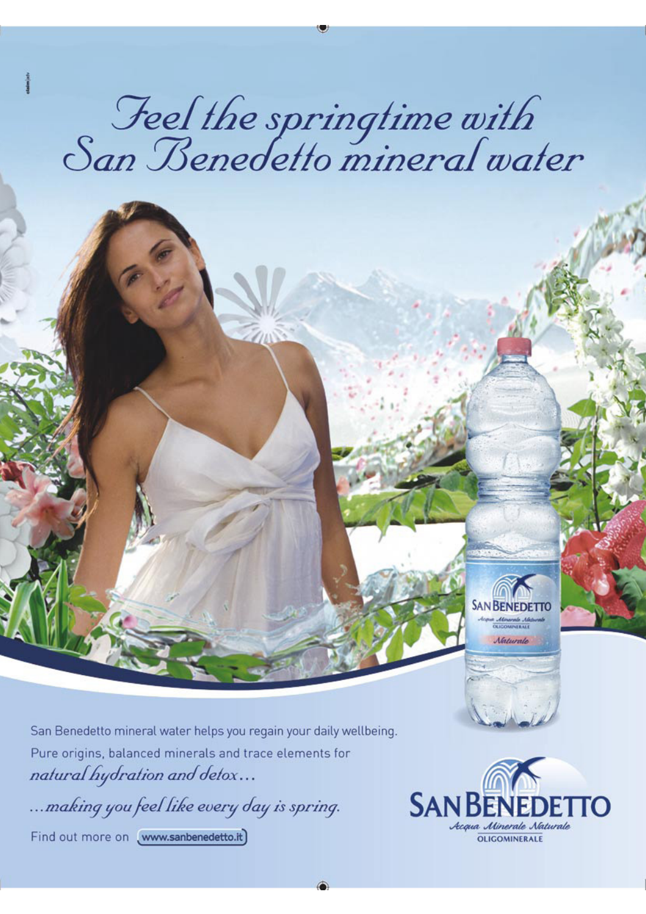# *Feel the springtime with San Benedetto mineral water*

San Benedetto mineral water helps you regain your daily wellbeing.

Pure origins, balanced minerals and trace elements for

*natural hydration and detox…*

*…making you feel like every day is spring.*

Find out more on www.sanbenedetto.it

**SAN BENEDETTO**
*Acqua Minerale Naturale*
OLIGOMINERALE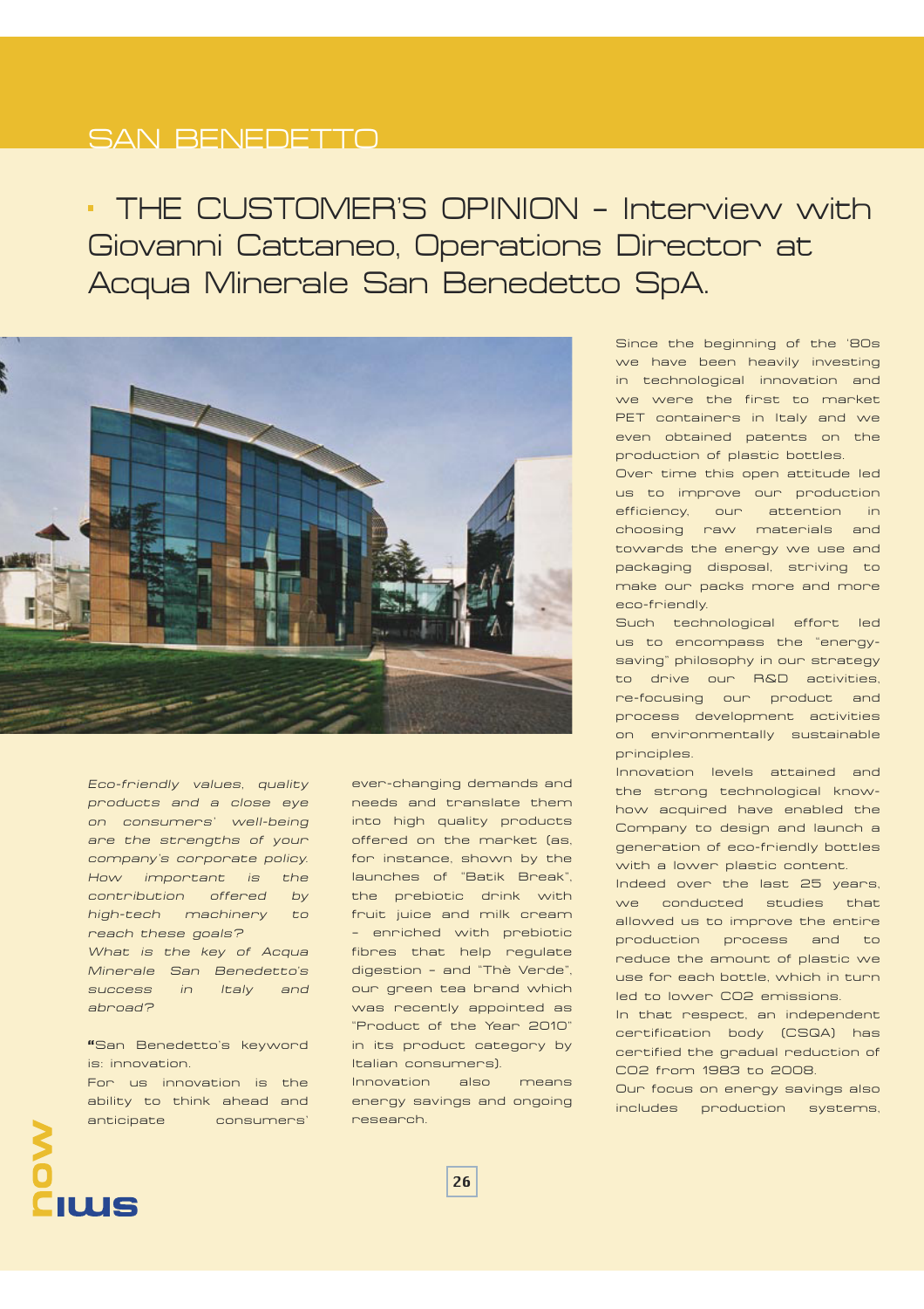# SAN BENEDETTO

## THE CUSTOMER'S OPINION – Interview with Giovanni Cattaneo, Operations Director at Acqua Minerale San Benedetto SpA.

*Eco-friendly values, quality products and a close eye on consumers' well-being are the strengths of your company's corporate policy. How important is the contribution offered by high-tech machinery to reach these goals? What is the key of Acqua Minerale San Benedetto's success in Italy and abroad?*

**"**San Benedetto's keyword is: innovation.

For us innovation is the ability to think ahead and anticipate consumers' ever-changing demands and needs and translate them into high quality products offered on the market (as, for instance, shown by the launches of "Batik Break", the prebiotic drink with fruit juice and milk cream – enriched with prebiotic fibres that help regulate digestion – and "Thè Verde", our green tea brand which was recently appointed as "Product of the Year 2010" in its product category by Italian consumers).

Innovation also means energy savings and ongoing research.

Since the beginning of the '80s we have been heavily investing in technological innovation and we were the first to market PET containers in Italy and we even obtained patents on the production of plastic bottles.

Over time this open attitude led us to improve our production efficiency, our attention in choosing raw materials and towards the energy we use and packaging disposal, striving to make our packs more and more eco-friendly.

Such technological effort led us to encompass the "energy-saving" philosophy in our strategy to drive our R&D activities, re-focusing our product and process development activities on environmentally sustainable principles.

Innovation levels attained and the strong technological know-how acquired have enabled the Company to design and launch a generation of eco-friendly bottles with a lower plastic content.

Indeed over the last 25 years, we conducted studies that allowed us to improve the entire production process and to reduce the amount of plastic we use for each bottle, which in turn led to lower $CO_2$ emissions.

In that respect, an independent certification body (CSQA) has certified the gradual reduction of $CO_2$ from 1983 to 2008.

Our focus on energy savings also includes production systems,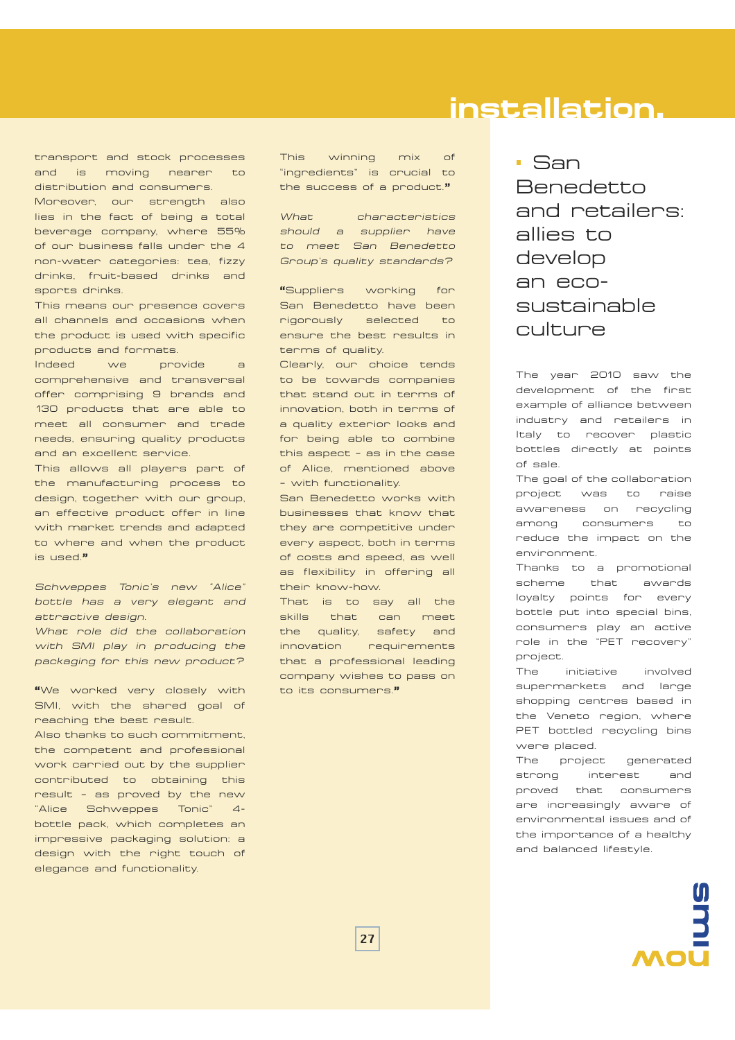transport and stock processes and is moving nearer to distribution and consumers.

Moreover, our strength also lies in the fact of being a total beverage company, where 55% of our business falls under the 4 non-water categories: tea, fizzy drinks, fruit-based drinks and sports drinks.

This means our presence covers all channels and occasions when the product is used with specific products and formats.

Indeed we provide a comprehensive and transversal offer comprising 9 brands and 130 products that are able to meet all consumer and trade needs, ensuring quality products and an excellent service.

This allows all players part of the manufacturing process to design, together with our group, an effective product offer in line with market trends and adapted to where and when the product is used.**"**

*Schweppes Tonic's new "Alice" bottle has a very elegant and attractive design.*

*What role did the collaboration with SMI play in producing the packaging for this new product?*

**"**We worked very closely with SMI, with the shared goal of reaching the best result.

Also thanks to such commitment, the competent and professional work carried out by the supplier contributed to obtaining this result - as proved by the new "Alice Schweppes Tonic" 4-bottle pack, which completes an impressive packaging solution: a design with the right touch of elegance and functionality.

This winning mix of "ingredients" is crucial to the success of a product.**"**

*What characteristics should a supplier have to meet San Benedetto Group's quality standards?*

**"**Suppliers working for San Benedetto have been rigorously selected to ensure the best results in terms of quality.

Clearly, our choice tends to be towards companies that stand out in terms of innovation, both in terms of a quality exterior looks and for being able to combine this aspect - as in the case of Alice, mentioned above - with functionality.

San Benedetto works with businesses that know that they are competitive under every aspect, both in terms of costs and speed, as well as flexibility in offering all their know-how.

That is to say all the skills that can meet the quality, safety and innovation requirements that a professional leading company wishes to pass on to its consumers.**"**

## San Benedetto and retailers: allies to develop an eco-sustainable culture

The year 2010 saw the development of the first example of alliance between industry and retailers in Italy to recover plastic bottles directly at points of sale.

The goal of the collaboration project was to raise awareness on recycling among consumers to reduce the impact on the environment.

Thanks to a promotional scheme that awards loyalty points for every bottle put into special bins, consumers play an active role in the "PET recovery" project.

The initiative involved supermarkets and large shopping centres based in the Veneto region, where PET bottled recycling bins were placed.

The project generated strong interest and proved that consumers are increasingly aware of environmental issues and of the importance of a healthy and balanced lifestyle.